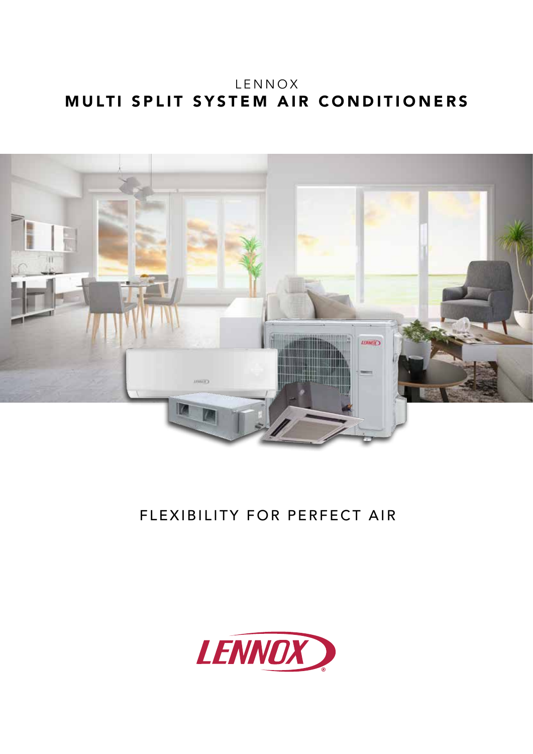LENNOX

# MULTI SPLIT SYSTEM AIR CONDITIONERS

FLEXIBILITY FOR PERFECT AIR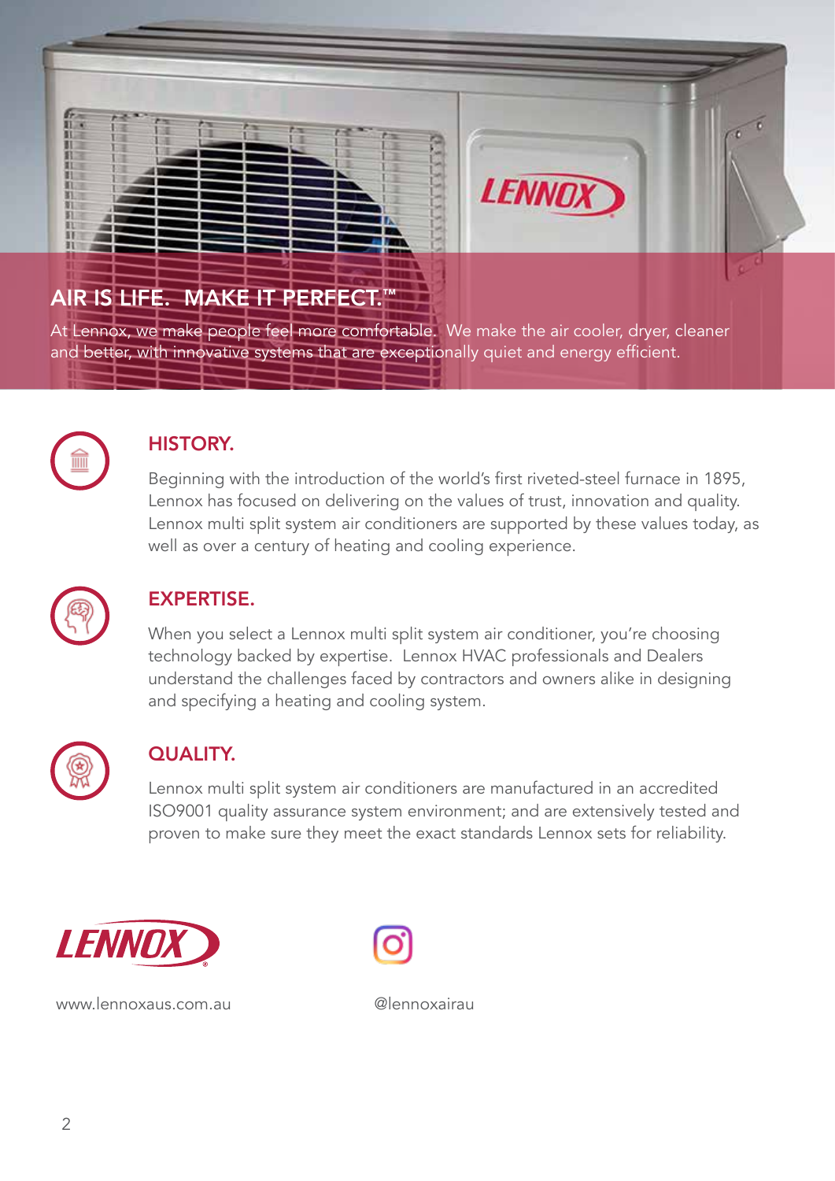## AIR IS LIFE. MAKE IT PERFECT.™

At Lennox, we make people feel more comfortable. We make the air cooler, dryer, cleaner and better, with innovative systems that are exceptionally quiet and energy efficient.

### HISTORY.

Beginning with the introduction of the world's first riveted-steel furnace in 1895, Lennox has focused on delivering on the values of trust, innovation and quality. Lennox multi split system air conditioners are supported by these values today, as well as over a century of heating and cooling experience.

### EXPERTISE.

When you select a Lennox multi split system air conditioner, you're choosing technology backed by expertise. Lennox HVAC professionals and Dealers understand the challenges faced by contractors and owners alike in designing and specifying a heating and cooling system.

### QUALITY.

Lennox multi split system air conditioners are manufactured in an accredited ISO9001 quality assurance system environment; and are extensively tested and proven to make sure they meet the exact standards Lennox sets for reliability.

LENNOX

www.lennoxaus.com.au

@lennoxairau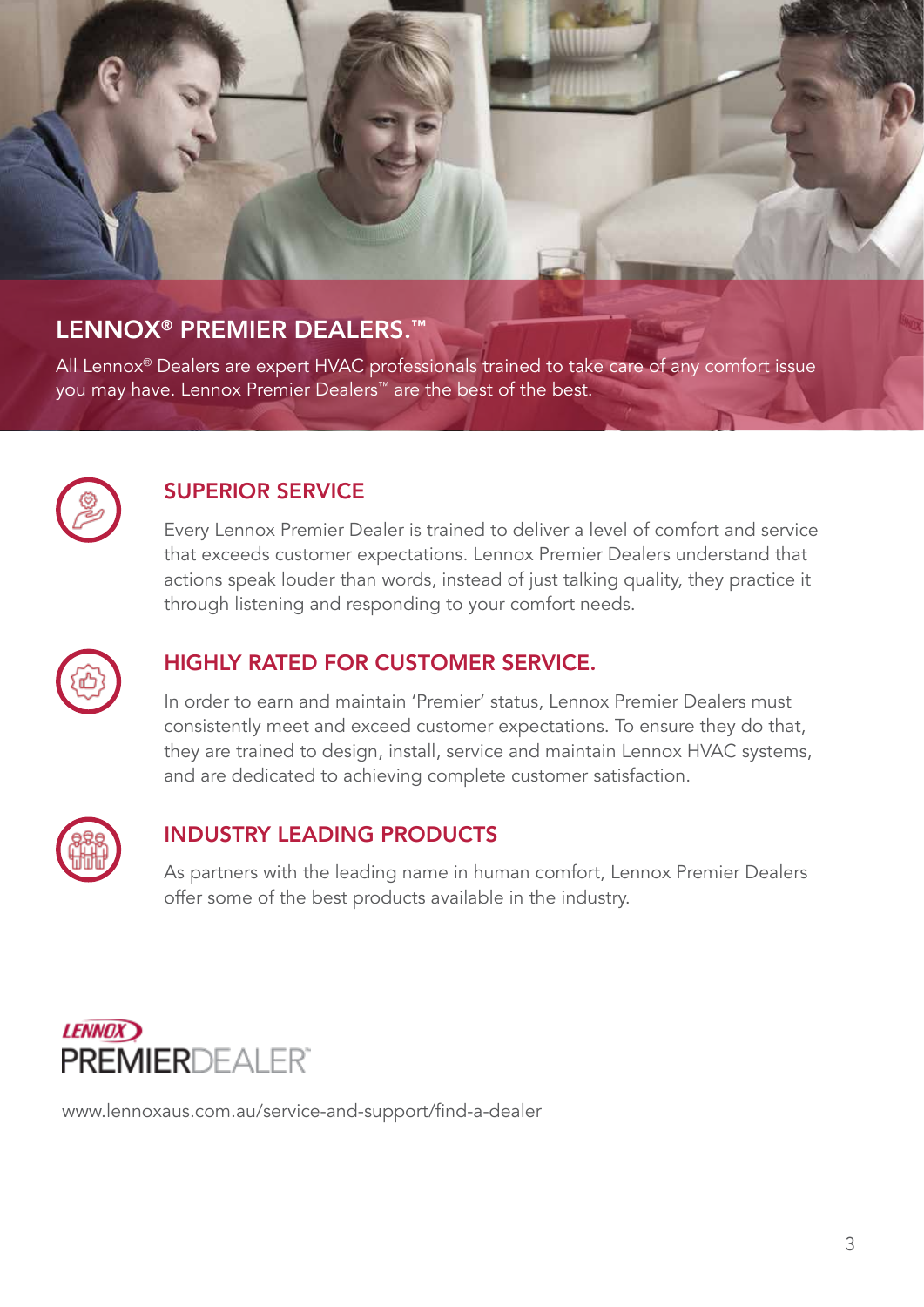## LENNOX® PREMIER DEALERS.™

All Lennox® Dealers are expert HVAC professionals trained to take care of any comfort issue you may have. Lennox Premier Dealers™ are the best of the best.

### SUPERIOR SERVICE

Every Lennox Premier Dealer is trained to deliver a level of comfort and service that exceeds customer expectations. Lennox Premier Dealers understand that actions speak louder than words, instead of just talking quality, they practice it through listening and responding to your comfort needs.

### HIGHLY RATED FOR CUSTOMER SERVICE.

In order to earn and maintain 'Premier' status, Lennox Premier Dealers must consistently meet and exceed customer expectations. To ensure they do that, they are trained to design, install, service and maintain Lennox HVAC systems, and are dedicated to achieving complete customer satisfaction.

### INDUSTRY LEADING PRODUCTS

As partners with the leading name in human comfort, Lennox Premier Dealers offer some of the best products available in the industry.

LENNOX
PREMIERDEALER™

www.lennoxaus.com.au/service-and-support/find-a-dealer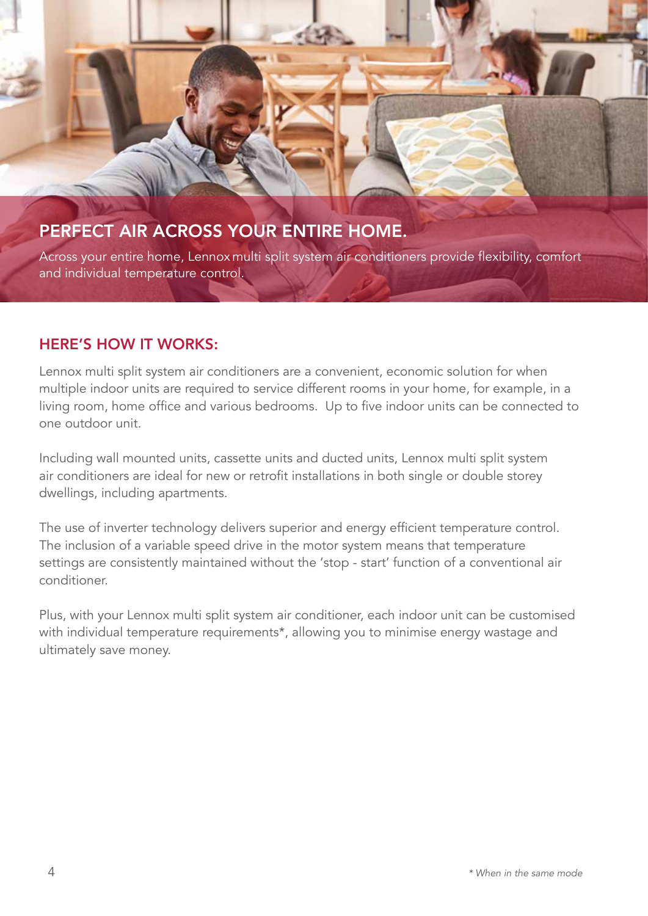## PERFECT AIR ACROSS YOUR ENTIRE HOME.

Across your entire home, Lennox multi split system air conditioners provide flexibility, comfort and individual temperature control.

### HERE'S HOW IT WORKS:

Lennox multi split system air conditioners are a convenient, economic solution for when multiple indoor units are required to service different rooms in your home, for example, in a living room, home office and various bedrooms. Up to five indoor units can be connected to one outdoor unit.

Including wall mounted units, cassette units and ducted units, Lennox multi split system air conditioners are ideal for new or retrofit installations in both single or double storey dwellings, including apartments.

The use of inverter technology delivers superior and energy efficient temperature control. The inclusion of a variable speed drive in the motor system means that temperature settings are consistently maintained without the 'stop - start' function of a conventional air conditioner.

Plus, with your Lennox multi split system air conditioner, each indoor unit can be customised with individual temperature requirements*, allowing you to minimise energy wastage and ultimately save money.

*\* When in the same mode*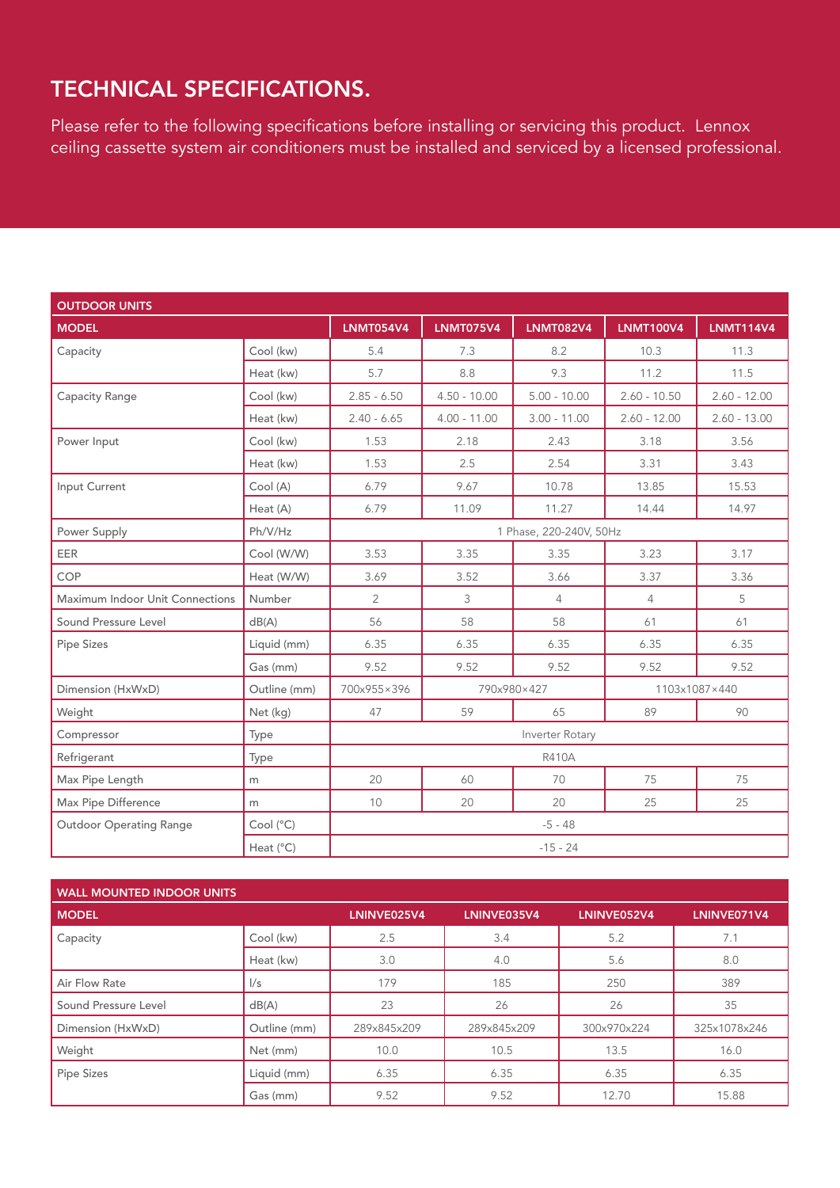# TECHNICAL SPECIFICATIONS.

Please refer to the following specifications before installing or servicing this product. Lennox ceiling cassette system air conditioners must be installed and serviced by a licensed professional.

| OUTDOOR UNITS | | | | | | |
|---|---|---|---|---|---|---|
| **MODEL** | | **LNMT054V4** | **LNMT075V4** | **LNMT082V4** | **LNMT100V4** | **LNMT114V4** |
| Capacity | Cool (kw) | 5.4 | 7.3 | 8.2 | 10.3 | 11.3 |
| | Heat (kw) | 5.7 | 8.8 | 9.3 | 11.2 | 11.5 |
| Capacity Range | Cool (kw) | 2.85 - 6.50 | 4.50 - 10.00 | 5.00 - 10.00 | 2.60 - 10.50 | 2.60 - 12.00 |
| | Heat (kw) | 2.40 - 6.65 | 4.00 - 11.00 | 3.00 - 11.00 | 2.60 - 12.00 | 2.60 - 13.00 |
| Power Input | Cool (kw) | 1.53 | 2.18 | 2.43 | 3.18 | 3.56 |
| | Heat (kw) | 1.53 | 2.5 | 2.54 | 3.31 | 3.43 |
| Input Current | Cool (A) | 6.79 | 9.67 | 10.78 | 13.85 | 15.53 |
| | Heat (A) | 6.79 | 11.09 | 11.27 | 14.44 | 14.97 |
| Power Supply | Ph/V/Hz | 1 Phase, 220-240V, 50Hz | | | | |
| EER | Cool (W/W) | 3.53 | 3.35 | 3.35 | 3.23 | 3.17 |
| COP | Heat (W/W) | 3.69 | 3.52 | 3.66 | 3.37 | 3.36 |
| Maximum Indoor Unit Connections | Number | 2 | 3 | 4 | 4 | 5 |
| Sound Pressure Level | dB(A) | 56 | 58 | 58 | 61 | 61 |
| Pipe Sizes | Liquid (mm) | 6.35 | 6.35 | 6.35 | 6.35 | 6.35 |
| | Gas (mm) | 9.52 | 9.52 | 9.52 | 9.52 | 9.52 |
| Dimension (HxWxD) | Outline (mm) | 700x955×396 | 790x980×427 | | 1103x1087×440 | |
| Weight | Net (kg) | 47 | 59 | 65 | 89 | 90 |
| Compressor | Type | Inverter Rotary | | | | |
| Refrigerant | Type | R410A | | | | |
| Max Pipe Length | m | 20 | 60 | 70 | 75 | 75 |
| Max Pipe Difference | m | 10 | 20 | 20 | 25 | 25 |
| Outdoor Operating Range | Cool (°C) | -5 - 48 | | | | |
| | Heat (°C) | -15 - 24 | | | | |

| WALL MOUNTED INDOOR UNITS | | | | | |
|---|---|---|---|---|---|
| **MODEL** | | **LNINVE025V4** | **LNINVE035V4** | **LNINVE052V4** | **LNINVE071V4** |
| Capacity | Cool (kw) | 2.5 | 3.4 | 5.2 | 7.1 |
| | Heat (kw) | 3.0 | 4.0 | 5.6 | 8.0 |
| Air Flow Rate | l/s | 179 | 185 | 250 | 389 |
| Sound Pressure Level | dB(A) | 23 | 26 | 26 | 35 |
| Dimension (HxWxD) | Outline (mm) | 289x845x209 | 289x845x209 | 300x970x224 | 325x1078x246 |
| Weight | Net (mm) | 10.0 | 10.5 | 13.5 | 16.0 |
| Pipe Sizes | Liquid (mm) | 6.35 | 6.35 | 6.35 | 6.35 |
| | Gas (mm) | 9.52 | 9.52 | 12.70 | 15.88 |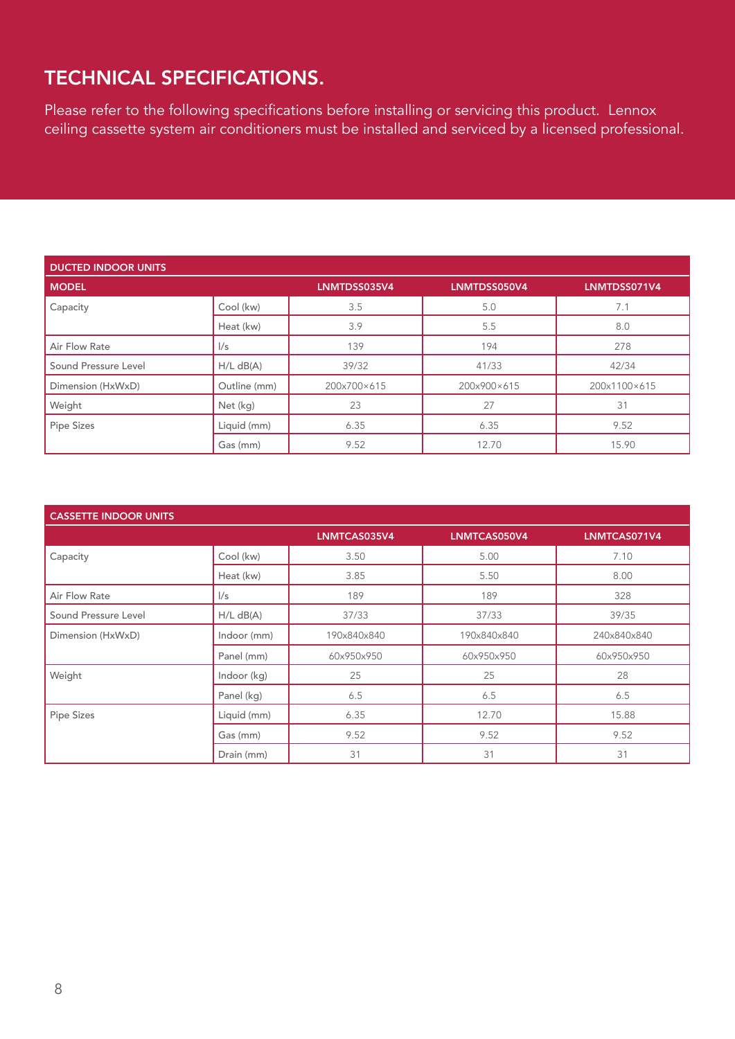# TECHNICAL SPECIFICATIONS.

Please refer to the following specifications before installing or servicing this product. Lennox ceiling cassette system air conditioners must be installed and serviced by a licensed professional.

| DUCTED INDOOR UNITS | | | | |
|---|---|---|---|---|
| **MODEL** | | **LNMTDSS035V4** | **LNMTDSS050V4** | **LNMTDSS071V4** |
| Capacity | Cool (kw) | 3.5 | 5.0 | 7.1 |
| | Heat (kw) | 3.9 | 5.5 | 8.0 |
| Air Flow Rate | l/s | 139 | 194 | 278 |
| Sound Pressure Level | H/L dB(A) | 39/32 | 41/33 | 42/34 |
| Dimension (HxWxD) | Outline (mm) | 200x700×615 | 200x900×615 | 200x1100×615 |
| Weight | Net (kg) | 23 | 27 | 31 |
| Pipe Sizes | Liquid (mm) | 6.35 | 6.35 | 9.52 |
| | Gas (mm) | 9.52 | 12.70 | 15.90 |

| CASSETTE INDOOR UNITS | | | | |
|---|---|---|---|---|
| | | **LNMTCAS035V4** | **LNMTCAS050V4** | **LNMTCAS071V4** |
| Capacity | Cool (kw) | 3.50 | 5.00 | 7.10 |
| | Heat (kw) | 3.85 | 5.50 | 8.00 |
| Air Flow Rate | l/s | 189 | 189 | 328 |
| Sound Pressure Level | H/L dB(A) | 37/33 | 37/33 | 39/35 |
| Dimension (HxWxD) | Indoor (mm) | 190x840x840 | 190x840x840 | 240x840x840 |
| | Panel (mm) | 60x950x950 | 60x950x950 | 60x950x950 |
| Weight | Indoor (kg) | 25 | 25 | 28 |
| | Panel (kg) | 6.5 | 6.5 | 6.5 |
| Pipe Sizes | Liquid (mm) | 6.35 | 12.70 | 15.88 |
| | Gas (mm) | 9.52 | 9.52 | 9.52 |
| | Drain (mm) | 31 | 31 | 31 |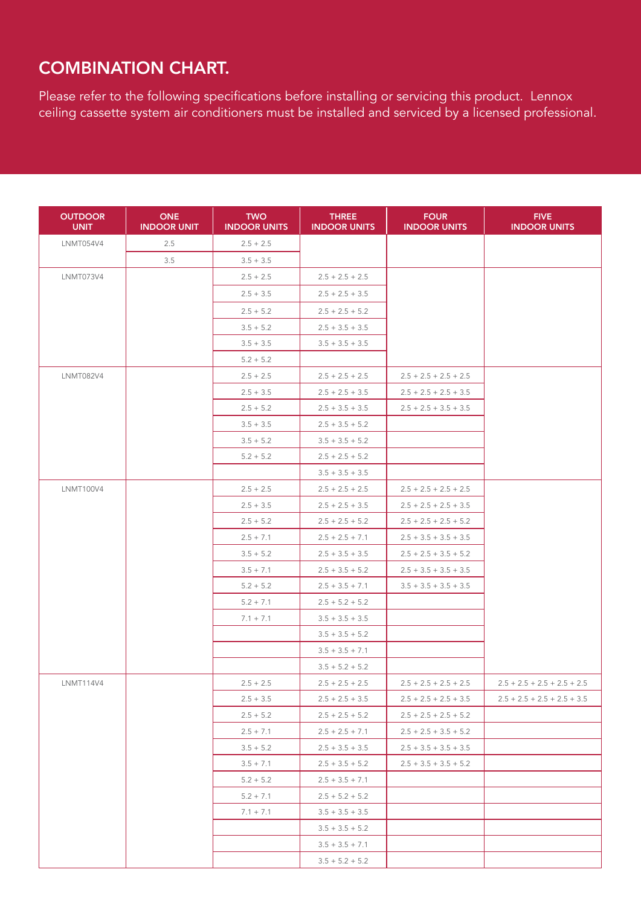## COMBINATION CHART.

Please refer to the following specifications before installing or servicing this product. Lennox ceiling cassette system air conditioners must be installed and serviced by a licensed professional.

| OUTDOOR UNIT | ONE INDOOR UNIT | TWO INDOOR UNITS | THREE INDOOR UNITS | FOUR INDOOR UNITS | FIVE INDOOR UNITS |
|---|---|---|---|---|---|
| LNMT054V4 | 2.5 | 2.5 + 2.5 | | | |
| | 3.5 | 3.5 + 3.5 | | | |
| LNMT073V4 | | 2.5 + 2.5 | 2.5 + 2.5 + 2.5 | | |
| | | 2.5 + 3.5 | 2.5 + 2.5 + 3.5 | | |
| | | 2.5 + 5.2 | 2.5 + 2.5 + 5.2 | | |
| | | 3.5 + 5.2 | 2.5 + 3.5 + 3.5 | | |
| | | 3.5 + 3.5 | 3.5 + 3.5 + 3.5 | | |
| | | 5.2 + 5.2 | | | |
| LNMT082V4 | | 2.5 + 2.5 | 2.5 + 2.5 + 2.5 | 2.5 + 2.5 + 2.5 + 2.5 | |
| | | 2.5 + 3.5 | 2.5 + 2.5 + 3.5 | 2.5 + 2.5 + 2.5 + 3.5 | |
| | | 2.5 + 5.2 | 2.5 + 3.5 + 3.5 | 2.5 + 2.5 + 3.5 + 3.5 | |
| | | 3.5 + 3.5 | 2.5 + 3.5 + 5.2 | | |
| | | 3.5 + 5.2 | 3.5 + 3.5 + 5.2 | | |
| | | 5.2 + 5.2 | 2.5 + 2.5 + 5.2 | | |
| | | | 3.5 + 3.5 + 3.5 | | |
| LNMT100V4 | | 2.5 + 2.5 | 2.5 + 2.5 + 2.5 | 2.5 + 2.5 + 2.5 + 2.5 | |
| | | 2.5 + 3.5 | 2.5 + 2.5 + 3.5 | 2.5 + 2.5 + 2.5 + 3.5 | |
| | | 2.5 + 5.2 | 2.5 + 2.5 + 5.2 | 2.5 + 2.5 + 2.5 + 5.2 | |
| | | 2.5 + 7.1 | 2.5 + 2.5 + 7.1 | 2.5 + 3.5 + 3.5 + 3.5 | |
| | | 3.5 + 5.2 | 2.5 + 3.5 + 3.5 | 2.5 + 2.5 + 3.5 + 5.2 | |
| | | 3.5 + 7.1 | 2.5 + 3.5 + 5.2 | 2.5 + 3.5 + 3.5 + 3.5 | |
| | | 5.2 + 5.2 | 2.5 + 3.5 + 7.1 | 3.5 + 3.5 + 3.5 + 3.5 | |
| | | 5.2 + 7.1 | 2.5 + 5.2 + 5.2 | | |
| | | 7.1 + 7.1 | 3.5 + 3.5 + 3.5 | | |
| | | | 3.5 + 3.5 + 5.2 | | |
| | | | 3.5 + 3.5 + 7.1 | | |
| | | | 3.5 + 5.2 + 5.2 | | |
| LNMT114V4 | | 2.5 + 2.5 | 2.5 + 2.5 + 2.5 | 2.5 + 2.5 + 2.5 + 2.5 | 2.5 + 2.5 + 2.5 + 2.5 + 2.5 |
| | | 2.5 + 3.5 | 2.5 + 2.5 + 3.5 | 2.5 + 2.5 + 2.5 + 3.5 | 2.5 + 2.5 + 2.5 + 2.5 + 3.5 |
| | | 2.5 + 5.2 | 2.5 + 2.5 + 5.2 | 2.5 + 2.5 + 2.5 + 5.2 | |
| | | 2.5 + 7.1 | 2.5 + 2.5 + 7.1 | 2.5 + 2.5 + 3.5 + 5.2 | |
| | | 3.5 + 5.2 | 2.5 + 3.5 + 3.5 | 2.5 + 3.5 + 3.5 + 3.5 | |
| | | 3.5 + 7.1 | 2.5 + 3.5 + 5.2 | 2.5 + 3.5 + 3.5 + 5.2 | |
| | | 5.2 + 5.2 | 2.5 + 3.5 + 7.1 | | |
| | | 5.2 + 7.1 | 2.5 + 5.2 + 5.2 | | |
| | | 7.1 + 7.1 | 3.5 + 3.5 + 3.5 | | |
| | | | 3.5 + 3.5 + 5.2 | | |
| | | | 3.5 + 3.5 + 7.1 | | |
| | | | 3.5 + 5.2 + 5.2 | | |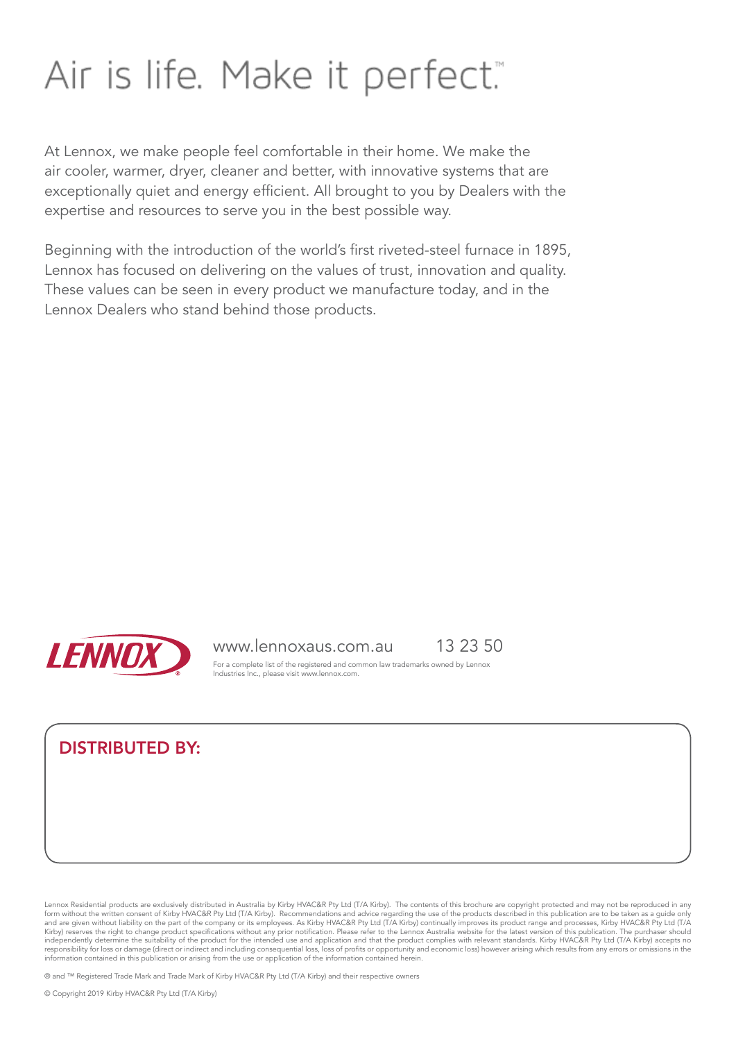# Air is life. Make it perfect.™

At Lennox, we make people feel comfortable in their home. We make the air cooler, warmer, dryer, cleaner and better, with innovative systems that are exceptionally quiet and energy efficient. All brought to you by Dealers with the expertise and resources to serve you in the best possible way.

Beginning with the introduction of the world's first riveted-steel furnace in 1895, Lennox has focused on delivering on the values of trust, innovation and quality. These values can be seen in every product we manufacture today, and in the Lennox Dealers who stand behind those products.

LENNOX®

www.lennoxaus.com.au 13 23 50

For a complete list of the registered and common law trademarks owned by Lennox Industries Inc., please visit www.lennox.com.

**DISTRIBUTED BY:**

Lennox Residential products are exclusively distributed in Australia by Kirby HVAC&R Pty Ltd (T/A Kirby). The contents of this brochure are copyright protected and may not be reproduced in any form without the written consent of Kirby HVAC&R Pty Ltd (T/A Kirby). Recommendations and advice regarding the use of the products described in this publication are to be taken as a guide only and are given without liability on the part of the company or its employees. As Kirby HVAC&R Pty Ltd (T/A Kirby) continually improves its product range and processes, Kirby HVAC&R Pty Ltd (T/A Kirby) reserves the right to change product specifications without any prior notification. Please refer to the Lennox Australia website for the latest version of this publication. The purchaser should independently determine the suitability of the product for the intended use and application and that the product complies with relevant standards. Kirby HVAC&R Pty Ltd (T/A Kirby) accepts no responsibility for loss or damage (direct or indirect and including consequential loss, loss of profits or opportunity and economic loss) however arising which results from any errors or omissions in the information contained in this publication or arising from the use or application of the information contained herein.

® and ™ Registered Trade Mark and Trade Mark of Kirby HVAC&R Pty Ltd (T/A Kirby) and their respective owners

© Copyright 2019 Kirby HVAC&R Pty Ltd (T/A Kirby)